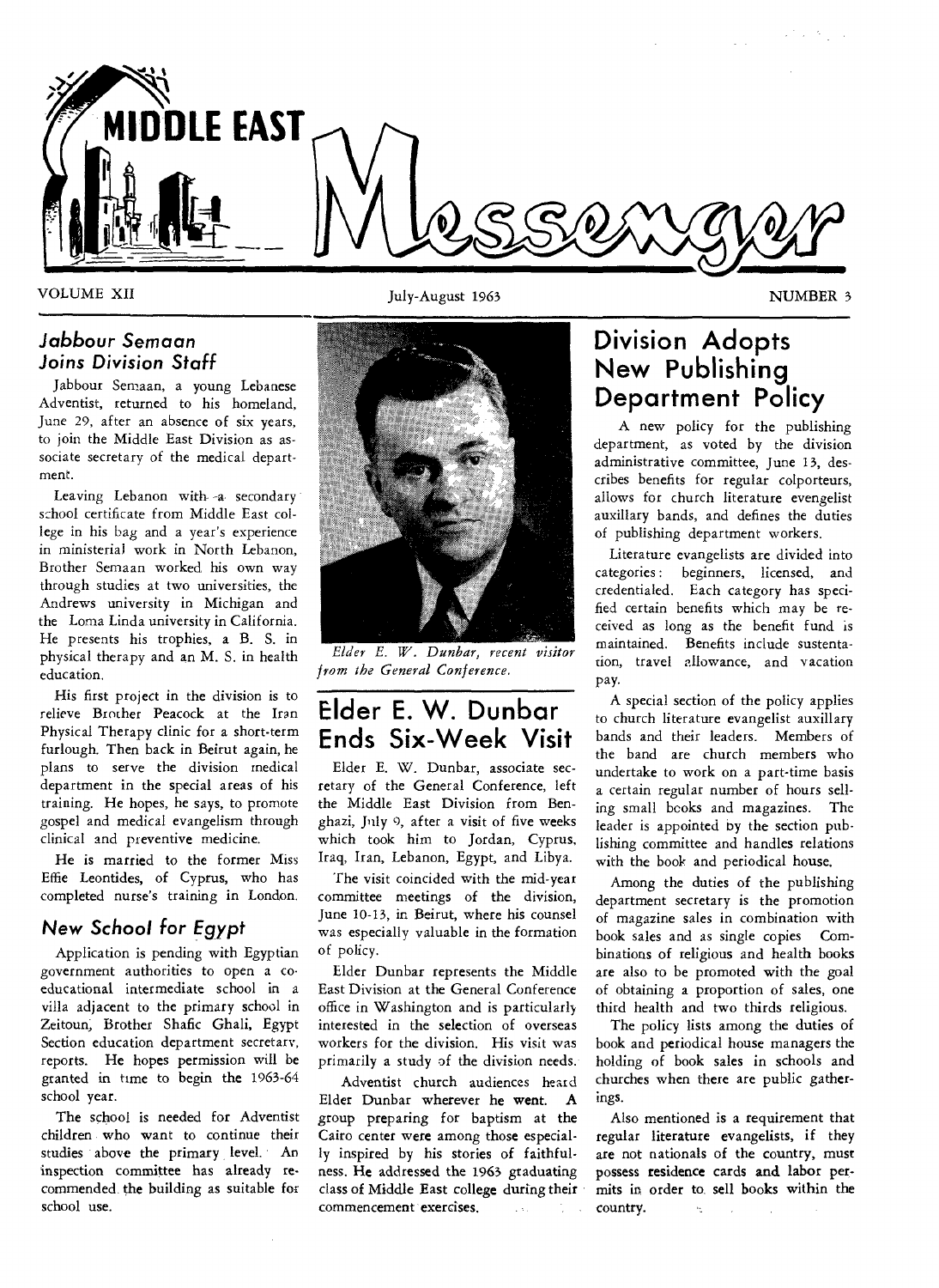# MIDDLE EAST Messenger

VOLUME XII | July-August 1963 | NUMBER 3

## Jabbour Semaan Joins Division Staff

Jabbour Semaan, a young Lebanese Adventist, returned to his homeland, June 29, after an absence of six years, to join the Middle East Division as associate secretary of the medical department.

Leaving Lebanon with a secondary school certificate from Middle East college in his bag and a year's experience in ministerial work in North Lebanon, Brother Semaan worked his own way through studies at two universities, the Andrews university in Michigan and the Loma Linda university in California. He presents his trophies, a B. S. in physical therapy and an M. S. in health education.

His first project in the division is to relieve Brother Peacock at the Iran Physical Therapy clinic for a short-term furlough. Then back in Beirut again, he plans to serve the division medical department in the special areas of his training. He hopes, he says, to promote gospel and medical evangelism through clinical and preventive medicine.

He is married to the former Miss Effie Leontides, of Cyprus, who has completed nurse's training in London.

## New School for Egypt

Application is pending with Egyptian government authorities to open a co-educational intermediate school in a villa adjacent to the primary school in Zeitoun, Brother Shafic Ghali, Egypt Section education department secretary, reports. He hopes permission will be granted in time to begin the 1963-64 school year.

The school is needed for Adventist children who want to continue their studies above the primary level. An inspection committee has already recommended the building as suitable for school use.

*Elder E. W. Dunbar, recent visitor from the General Conference.*

## Elder E. W. Dunbar Ends Six-Week Visit

Elder E. W. Dunbar, associate secretary of the General Conference, left the Middle East Division from Benghazi, July 9, after a visit of five weeks which took him to Jordan, Cyprus, Iraq, Iran, Lebanon, Egypt, and Libya.

The visit coincided with the mid-year committee meetings of the division, June 10-13, in Beirut, where his counsel was especially valuable in the formation of policy.

Elder Dunbar represents the Middle East Division at the General Conference office in Washington and is particularly interested in the selection of overseas workers for the division. His visit was primarily a study of the division needs.

Adventist church audiences heard Elder Dunbar wherever he went. A group preparing for baptism at the Cairo center were among those especially inspired by his stories of faithfulness. He addressed the 1963 graduating class of Middle East college during their commencement exercises.

## Division Adopts New Publishing Department Policy

A new policy for the publishing department, as voted by the division administrative committee, June 13, describes benefits for regular colporteurs, allows for church literature evangelist auxillary bands, and defines the duties of publishing department workers.

Literature evangelists are divided into categories: beginners, licensed, and credentialed. Each category has specified certain benefits which may be received as long as the benefit fund is maintained. Benefits include sustentation, travel allowance, and vacation pay.

A special section of the policy applies to church literature evangelist auxillary bands and their leaders. Members of the band are church members who undertake to work on a part-time basis a certain regular number of hours selling small books and magazines. The leader is appointed by the section publishing committee and handles relations with the book and periodical house.

Among the duties of the publishing department secretary is the promotion of magazine sales in combination with book sales and as single copies Combinations of religious and health books are also to be promoted with the goal of obtaining a proportion of sales, one third health and two thirds religious.

The policy lists among the duties of book and periodical house managers the holding of book sales in schools and churches when there are public gatherings.

Also mentioned is a requirement that regular literature evangelists, if they are not nationals of the country, must possess residence cards and labor permits in order to sell books within the country.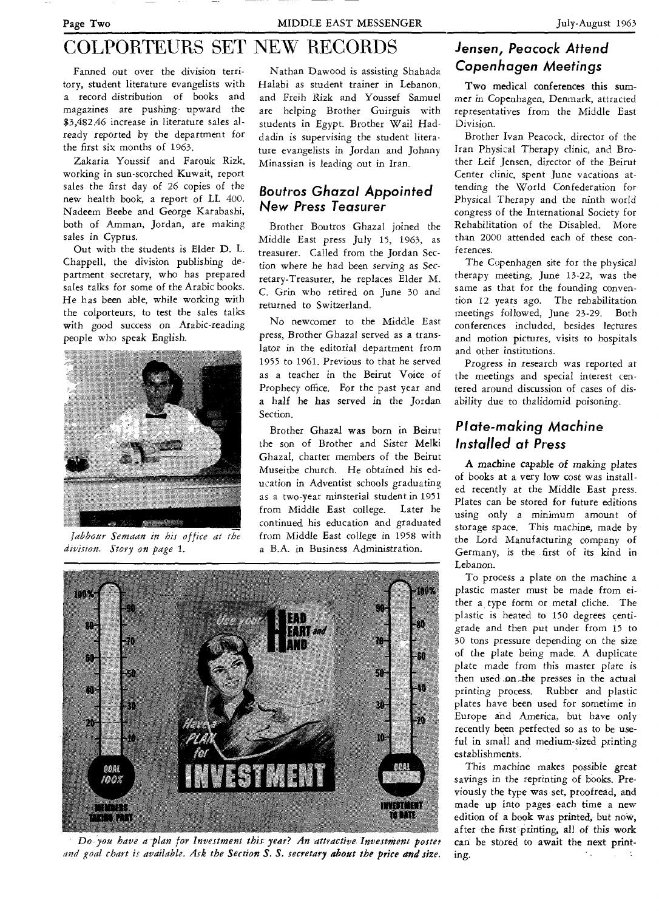# COLPORTEURS SET NEW RECORDS

Fanned out over the division territory, student literature evangelists with a record distribution of books and magazines are pushing upward the $3,482.46 increase in literature sales already reported by the department for the first six months of 1963.

Zakaria Youssif and Farouk Rizk, working in sun-scorched Kuwait, report sales the first day of 26 copies of the new health book, a report of LL 400. Nadeem Beebe and George Karabashi, both of Amman, Jordan, are making sales in Cyprus.

Out with the students is Elder D. L. Chappell, the division publishing department secretary, who has prepared sales talks for some of the Arabic books. He has been able, while working with the colporteurs, to test the sales talks with good success on Arabic-reading people who speak English.

*Jabbour Semaan in his office at the division. Story on page 1.*

Nathan Dawood is assisting Shahada Halabi as student trainer in Lebanon, and Freih Rizk and Youssef Samuel are helping Brother Guirguis with students in Egypt. Brother Wail Haddadin is supervising the student literature evangelists in Jordan and Johnny Minassian is leading out in Iran.

## Boutros Ghazal Appointed New Press Teasurer

Brother Boutros Ghazal joined the Middle East press July 15, 1963, as treasurer. Called from the Jordan Section where he had been serving as Secretary-Treasurer, he replaces Elder M. C. Grin who retired on June 30 and returned to Switzerland.

No newcomer to the Middle East press, Brother Ghazal served as a translator in the editorial department from 1955 to 1961. Previous to that he served as a teacher in the Beirut Voice of Prophecy office. For the past year and a half he has served in the Jordan Section.

Brother Ghazal was born in Beirut the son of Brother and Sister Melki Ghazal, charter members of the Beirut Museitbe church. He obtained his education in Adventist schools graduating as a two-year minsterial student in 1951 from Middle East college. Later he continued his education and graduated from Middle East college in 1958 with a B.A. in Business Administration.

*Do you have a plan for Investment this year? An attractive Investment poster and goal chart is available. Ask the Section S. S. secretary about the price and size.*

## Jensen, Peacock Attend Copenhagen Meetings

Two medical conferences this summer in Copenhagen, Denmark, attracted representatives from the Middle East Division.

Brother Ivan Peacock, director of the Iran Physical Therapy clinic, and Brother Leif Jensen, director of the Beirut Center clinic, spent June vacations attending the World Confederation for Physical Therapy and the ninth world congress of the International Society for Rehabilitation of the Disabled. More than 2000 attended each of these conferences.

The Copenhagen site for the physical therapy meeting, June 13-22, was the same as that for the founding convention 12 years ago. The rehabilitation meetings followed, June 23-29. Both conferences included, besides lectures and motion pictures, visits to hospitals and other institutions.

Progress in research was reported at the meetings and special interest centered around discussion of cases of disability due to thalidomid poisoning.

## Plate-making Machine Installed at Press

A machine capable of making plates of books at a very low cost was installed recently at the Middle East press. Plates can be stored for future editions using only a minimum amount of storage space. This machine, made by the Lord Manufacturing company of Germany, is the first of its kind in Lebanon.

To process a plate on the machine a plastic master must be made from either a type form or metal cliche. The plastic is heated to 150 degrees centigrade and then put under from 15 to 30 tons pressure depending on the size of the plate being made. A duplicate plate made from this master plate is then used on the presses in the actual printing process. Rubber and plastic plates have been used for sometime in Europe and America, but have only recently been perfected so as to be useful in small and medium-sized printing establishments.

This machine makes possible great savings in the reprinting of books. Previously the type was set, proofread, and made up into pages each time a new edition of a book was printed, but now, after the first printing, all of this work can be stored to await the next printing.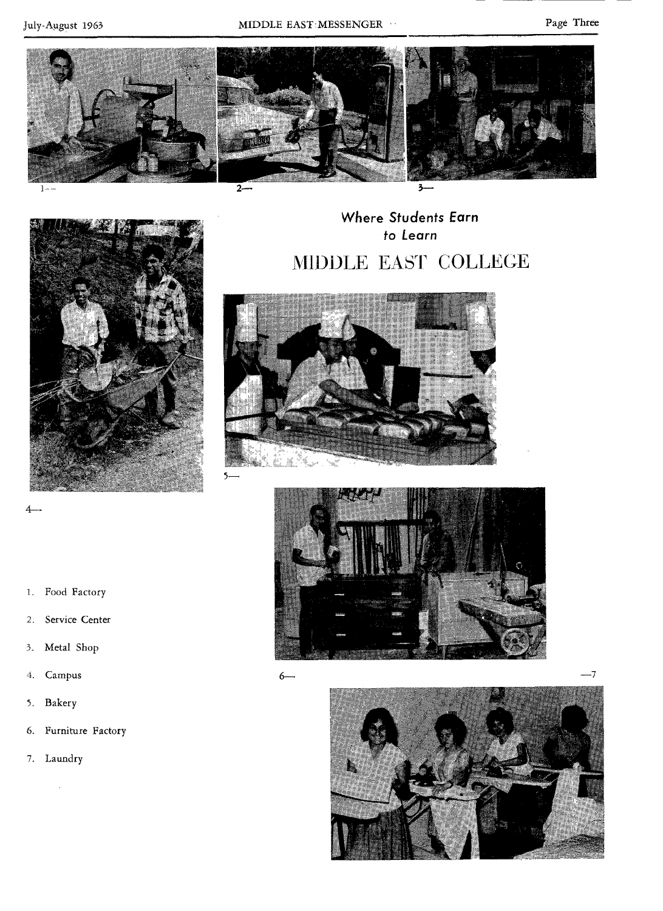## *Where Students Earn to Learn*

# MIDDLE EAST COLLEGE

1— 2— 3— 4— 5— 6— —7

1. Food Factory
2. Service Center
3. Metal Shop
4. Campus
5. Bakery
6. Furniture Factory
7. Laundry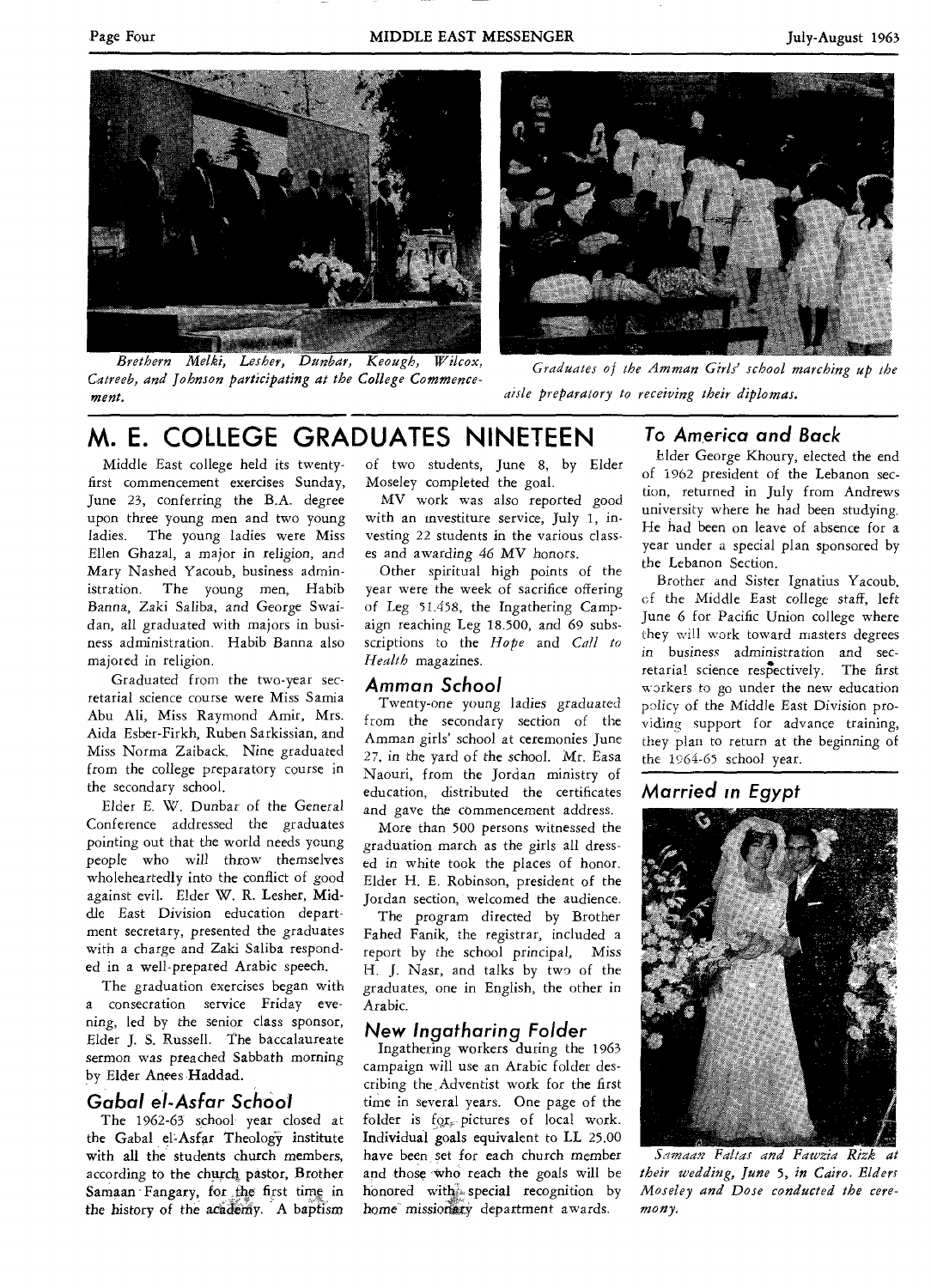*Brethern Melki, Lesher, Dunbar, Keough, Wilcox, Catreeb, and Johnson participating at the College Commencement.*

*Graduates of the Amman Girls' school marching up the aisle preparatory to receiving their diplomas.*

# M. E. COLLEGE GRADUATES NINETEEN

Middle East college held its twenty-first commencement exercises Sunday, June 23, conferring the B.A. degree upon three young men and two young ladies. The young ladies were Miss Ellen Ghazal, a major in religion, and Mary Nashed Yacoub, business administration. The young men, Habib Banna, Zaki Saliba, and George Swaidan, all graduated with majors in business administration. Habib Banna also majored in religion.

Graduated from the two-year secretarial science course were Miss Samia Abu Ali, Miss Raymond Amir, Mrs. Aida Esber-Firkh, Ruben Sarkissian, and Miss Norma Zaiback. Nine graduated from the college preparatory course in the secondary school.

Elder E. W. Dunbar of the General Conference addressed the graduates pointing out that the world needs young people who will throw themselves wholeheartedly into the conflict of good against evil. Elder W. R. Lesher, Middle East Division education department secretary, presented the graduates with a charge and Zaki Saliba responded in a well-prepared Arabic speech.

The graduation exercises began with a consecration service Friday evening, led by the senior class sponsor, Elder J. S. Russell. The baccalaureate sermon was preached Sabbath morning by Elder Anees Haddad.

## Gabal el-Asfar School

The 1962-63 school year closed at the Gabal el-Asfar Theology institute with all the students church members, according to the church pastor, Brother Samaan Fangary, for the first time in the history of the academy. A baptism of two students, June 8, by Elder Moseley completed the goal.

MV work was also reported good with an investiture service, July 1, investing 22 students in the various classes and awarding 46 MV honors.

Other spiritual high points of the year were the week of sacrifice offering of Leg 51.458, the Ingathering Campaign reaching Leg 18.500, and 69 subscriptions to the *Hope* and *Call to Health* magazines.

## Amman School

Twenty-one young ladies graduated from the secondary section of the Amman girls' school at ceremonies June 27, in the yard of the school. Mr. Easa Naouri, from the Jordan ministry of education, distributed the certificates and gave the commencement address.

More than 500 persons witnessed the graduation march as the girls all dressed in white took the places of honor. Elder H. E. Robinson, president of the Jordan section, welcomed the audience.

The program directed by Brother Fahed Fanik, the registrar, included a report by the school principal, Miss H. J. Nasr, and talks by two of the graduates, one in English, the other in Arabic.

## New Ingatharing Folder

Ingathering workers during the 1963 campaign will use an Arabic folder describing the Adventist work for the first time in several years. One page of the folder is for pictures of local work. Individual goals equivalent to LL 25.00 have been set for each church member and those who reach the goals will be honored with special recognition by home missionary department awards.

## To America and Back

Elder George Khoury, elected the end of 1962 president of the Lebanon section, returned in July from Andrews university where he had been studying. He had been on leave of absence for a year under a special plan sponsored by the Lebanon Section.

Brother and Sister Ignatius Yacoub, of the Middle East college staff, left June 6 for Pacific Union college where they will work toward masters degrees in business administration and secretarial science respectively. The first workers to go under the new education policy of the Middle East Division providing support for advance training, they plan to return at the beginning of the 1964-65 school year.

## Married in Egypt

*Samaan Faltas and Fawzia Rizk at their wedding, June 5, in Cairo. Elders Moseley and Dose conducted the ceremony.*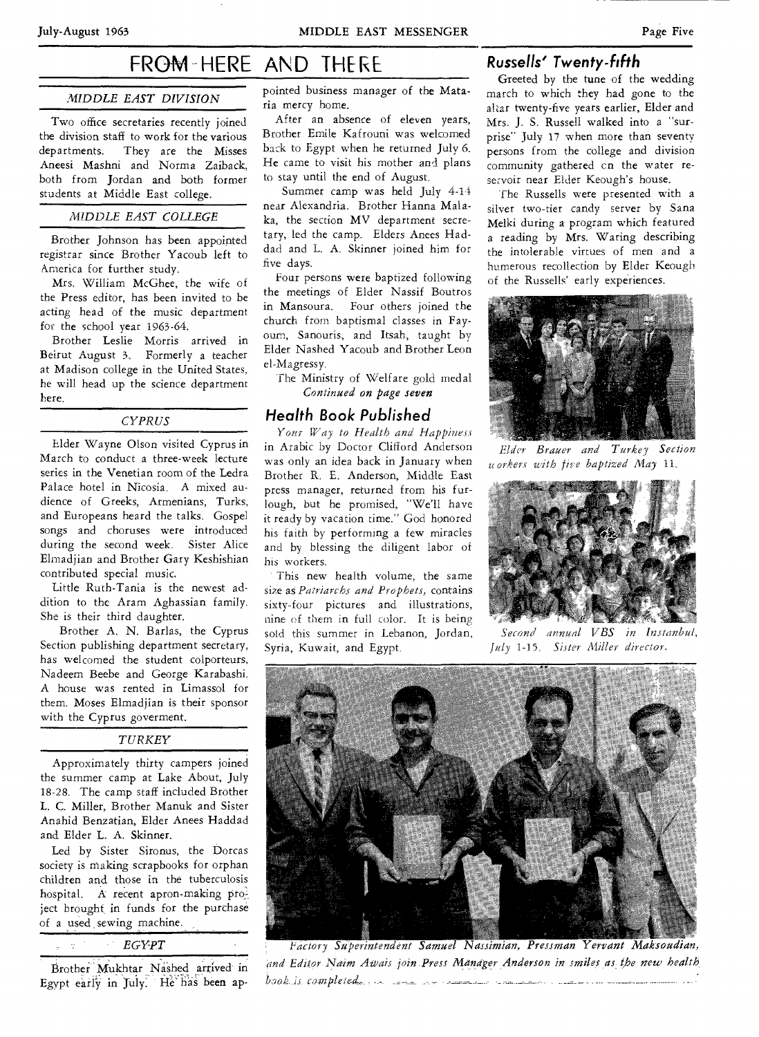# FROM HERE AND THERE

### *MIDDLE EAST DIVISION*

Two office secretaries recently joined the division staff to work for the various departments. They are the Misses Aneesi Mashni and Norma Zaiback, both from Jordan and both former students at Middle East college.

### *MIDDLE EAST COLLEGE*

Brother Johnson has been appointed registrar since Brother Yacoub left to America for further study.

Mrs. William McGhee, the wife of the Press editor, has been invited to be acting head of the music department for the school year 1963-64.

Brother Leslie Morris arrived in Beirut August 3. Formerly a teacher at Madison college in the United States, he will head up the science department here.

### *CYPRUS*

Elder Wayne Olson visited Cyprus in March to conduct a three-week lecture series in the Venetian room of the Ledra Palace hotel in Nicosia. A mixed audience of Greeks, Armenians, Turks, and Europeans heard the talks. Gospel songs and choruses were introduced during the second week. Sister Alice Elmadjian and Brother Gary Keshishian contributed special music.

Little Ruth-Tania is the newest addition to the Aram Aghassian family. She is their third daughter.

Brother A. N. Barlas, the Cyprus Section publishing department secretary, has welcomed the student colporteurs, Nadeem Beebe and George Karabashi. A house was rented in Limassol for them. Moses Elmadjian is their sponsor with the Cyprus goverment.

### *TURKEY*

Approximately thirty campers joined the summer camp at Lake About, July 18-28. The camp staff included Brother L. C. Miller, Brother Manuk and Sister Anahid Benzatian, Elder Anees Haddad and Elder L. A. Skinner.

Led by Sister Sironus, the Dorcas society is making scrapbooks for orphan children and those in the tuberculosis hospital. A recent apron-making project brought in funds for the purchase of a used sewing machine.

### *EGYPT*

Brother Mukhtar Nashed arrived in Egypt early in July. He has been appointed business manager of the Mataria mercy home.

After an absence of eleven years, Brother Emile Kafrouni was welcomed back to Egypt when he returned July 6. He came to visit his mother and plans to stay until the end of August.

Summer camp was held July 4-14 near Alexandria. Brother Hanna Malaka, the section MV department secretary, led the camp. Elders Anees Haddad and L. A. Skinner joined him for five days.

Four persons were baptized following the meetings of Elder Nassif Boutros in Mansoura. Four others joined the church from baptismal classes in Fayoum, Sanouris, and Itsah, taught by Elder Nashed Yacoub and Brother Leon el-Magressy.

The Ministry of Welfare gold medal

*Continued on page seven*

## Health Book Published

*Your Way to Health and Happiness* in Arabic by Doctor Clifford Anderson was only an idea back in January when Brother R. E. Anderson, Middle East press manager, returned from his furlough, but he promised, "We'll have it ready by vacation time." God honored his faith by performing a few miracles and by blessing the diligent labor of his workers.

This new health volume, the same size as *Patriarchs and Prophets,* contains sixty-four pictures and illustrations, nine of them in full color. It is being sold this summer in Lebanon, Jordan, Syria, Kuwait, and Egypt.

## Russells' Twenty-fifth

Greeted by the tune of the wedding march to which they had gone to the altar twenty-five years earlier, Elder and Mrs. J. S. Russell walked into a "surprise" July 17 when more than seventy persons from the college and division community gathered on the water reservoir near Elder Keough's house.

The Russells were presented with a silver two-tier candy server by Sana Melki during a program which featured a reading by Mrs. Waring describing the intolerable virtues of men and a humerous recollection by Elder Keough of the Russells' early experiences.

*Elder Brauer and Turkey Section workers with five baptized May 11.*

*Second annual VBS in Instanbul, July 1-15. Sister Miller director.*

*Factory Superintendent Samuel Nassimian, Pressman Yervant Maksoudian, and Editor Naim Awais join Press Manager Anderson in smiles as the new health book is completed.*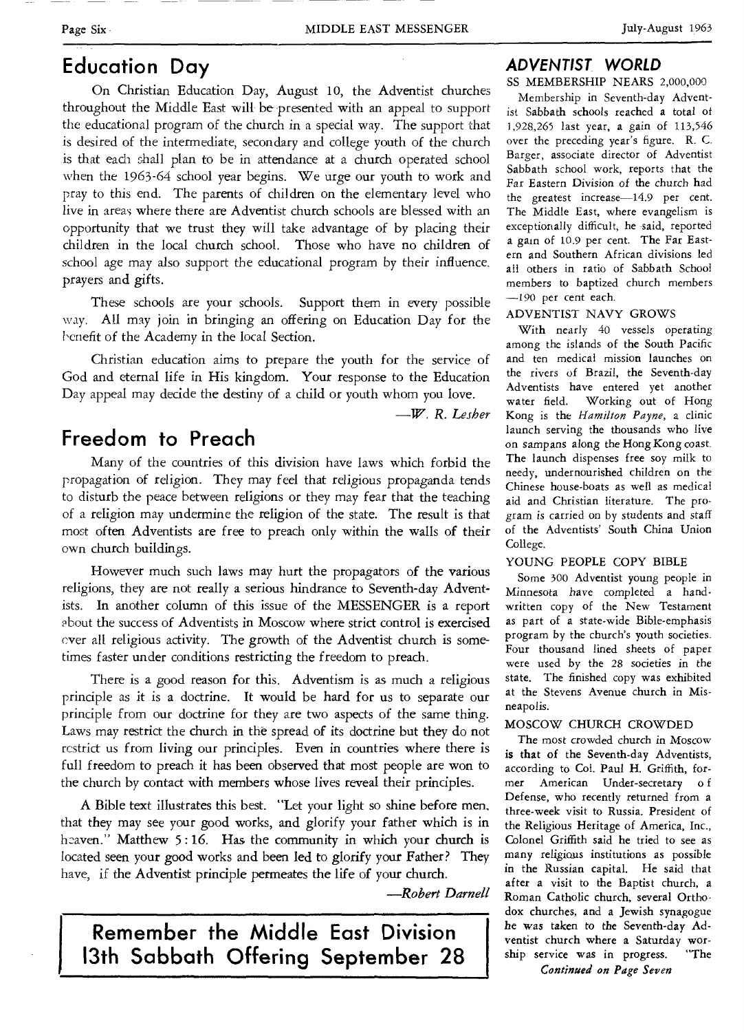## Education Day

On Christian Education Day, August 10, the Adventist churches throughout the Middle East will be presented with an appeal to support the educational program of the church in a special way. The support that is desired of the intermediate, secondary and college youth of the church is that each shall plan to be in attendance at a church operated school when the 1963-64 school year begins. We urge our youth to work and pray to this end. The parents of children on the elementary level who live in areas where there are Adventist church schools are blessed with an opportunity that we trust they will take advantage of by placing their children in the local church school. Those who have no children of school age may also support the educational program by their influence, prayers and gifts.

These schools are your schools. Support them in every possible way. All may join in bringing an offering on Education Day for the benefit of the Academy in the local Section.

Christian education aims to prepare the youth for the service of God and eternal life in His kingdom. Your response to the Education Day appeal may decide the destiny of a child or youth whom you love.

*—W. R. Lesher*

## Freedom to Preach

Many of the countries of this division have laws which forbid the propagation of religion. They may feel that religious propaganda tends to disturb the peace between religions or they may fear that the teaching of a religion may undermine the religion of the state. The result is that most often Adventists are free to preach only within the walls of their own church buildings.

However much such laws may hurt the propagators of the various religions, they are not really a serious hindrance to Seventh-day Adventists. In another column of this issue of the MESSENGER is a report about the success of Adventists in Moscow where strict control is exercised over all religious activity. The growth of the Adventist church is sometimes faster under conditions restricting the freedom to preach.

There is a good reason for this. Adventism is as much a religious principle as it is a doctrine. It would be hard for us to separate our principle from our doctrine for they are two aspects of the same thing. Laws may restrict the church in the spread of its doctrine but they do not restrict us from living our principles. Even in countries where there is full freedom to preach it has been observed that most people are won to the church by contact with members whose lives reveal their principles.

A Bible text illustrates this best. "Let your light so shine before men, that they may see your good works, and glorify your father which is in heaven." Matthew 5:16. Has the community in which your church is located seen your good works and been led to glorify your Father? They have, if the Adventist principle permeates the life of your church.

*—Robert Darnell*

**Remember the Middle East Division 13th Sabbath Offering September 28**

## *ADVENTIST WORLD*

SS MEMBERSHIP NEARS 2,000,000

Membership in Seventh-day Adventist Sabbath schools reached a total of 1,928,265 last year, a gain of 113,546 over the preceding year's figure. R. C. Barger, associate director of Adventist Sabbath school work, reports that the Far Eastern Division of the church had the greatest increase—14.9 per cent. The Middle East, where evangelism is exceptionally difficult, he said, reported a gain of 10.9 per cent. The Far Eastern and Southern African divisions led all others in ratio of Sabbath School members to baptized church members —190 per cent each.

ADVENTIST NAVY GROWS

With nearly 40 vessels operating among the islands of the South Pacific and ten medical mission launches on the rivers of Brazil, the Seventh-day Adventists have entered yet another water field. Working out of Hong Kong is the *Hamilton Payne*, a clinic launch serving the thousands who live on sampans along the Hong Kong coast. The launch dispenses free soy milk to needy, undernourished children on the Chinese house-boats as well as medical aid and Christian literature. The program is carried on by students and staff of the Adventists' South China Union College.

YOUNG PEOPLE COPY BIBLE

Some 300 Adventist young people in Minnesota have completed a handwritten copy of the New Testament as part of a state-wide Bible-emphasis program by the church's youth societies. Four thousand lined sheets of paper were used by the 28 societies in the state. The finished copy was exhibited at the Stevens Avenue church in Minneapolis.

MOSCOW CHURCH CROWDED

The most crowded church in Moscow is that of the Seventh-day Adventists, according to Col. Paul H. Griffith, former American Under-secretary of Defense, who recently returned from a three-week visit to Russia. President of the Religious Heritage of America, Inc., Colonel Griffith said he tried to see as many religious institutions as possible in the Russian capital. He said that after a visit to the Baptist church, a Roman Catholic church, several Orthodox churches, and a Jewish synagogue he was taken to the Seventh-day Adventist church where a Saturday worship service was in progress. "The

*Continued on Page Seven*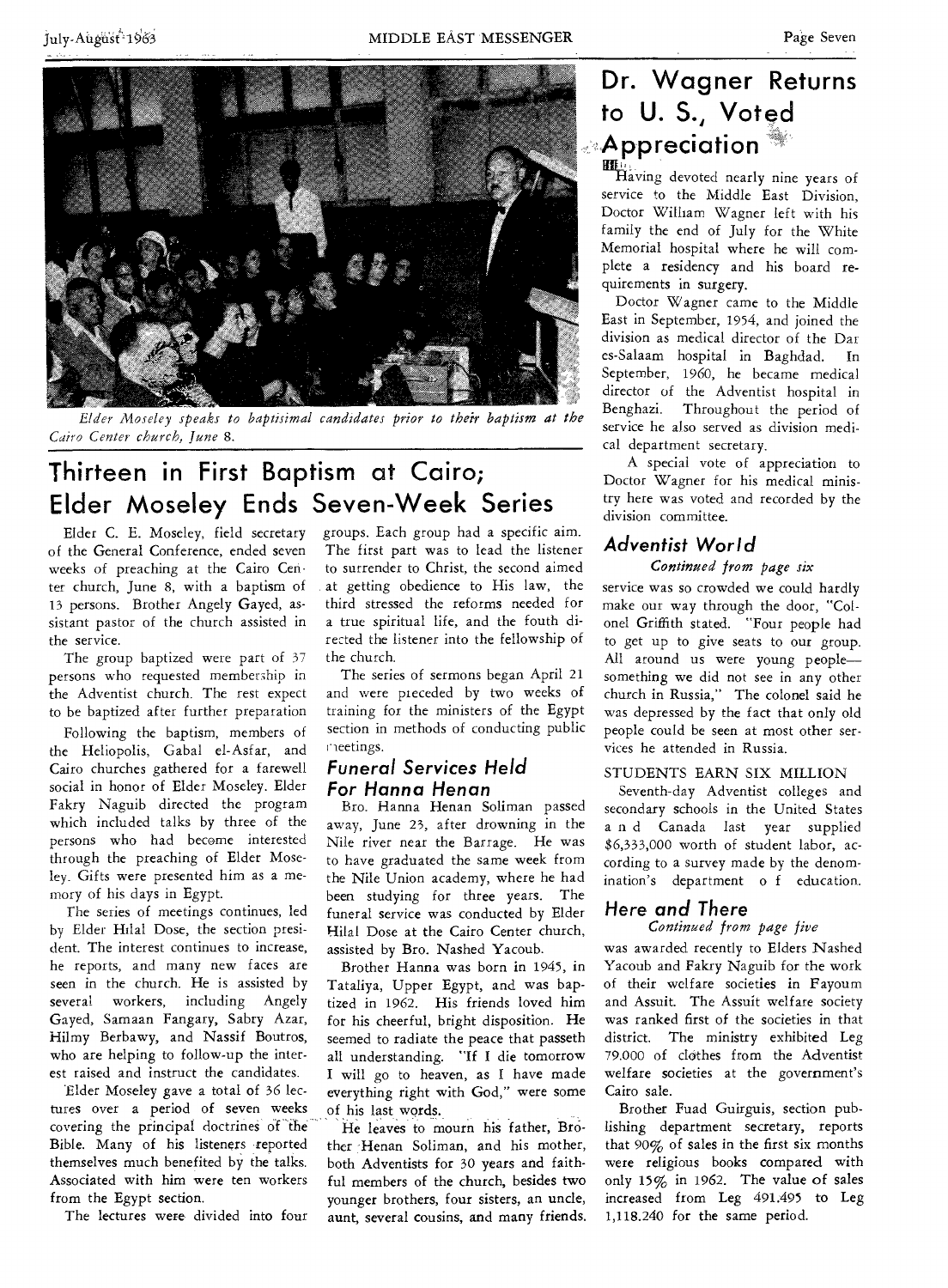*Elder Moseley speaks to baptisimal candidates prior to their baptism at the Cairo Center church, June 8.*

## Thirteen in First Baptism at Cairo; Elder Moseley Ends Seven-Week Series

Elder C. E. Moseley, field secretary of the General Conference, ended seven weeks of preaching at the Cairo Center church, June 8, with a baptism of 13 persons. Brother Angely Gayed, assistant pastor of the church assisted in the service.

The group baptized were part of 37 persons who requested membership in the Adventist church. The rest expect to be baptized after further preparation

Following the baptism, members of the Heliopolis, Gabal el-Asfar, and Cairo churches gathered for a farewell social in honor of Elder Moseley. Elder Fakry Naguib directed the program which included talks by three of the persons who had become interested through the preaching of Elder Moseley. Gifts were presented him as a memory of his days in Egypt.

The series of meetings continues, led by Elder Hilal Dose, the section president. The interest continues to increase, he reports, and many new faces are seen in the church. He is assisted by several workers, including Angely Gayed, Samaan Fangary, Sabry Azar, Hilmy Berbawy, and Nassif Boutros, who are helping to follow-up the interest raised and instruct the candidates.

Elder Moseley gave a total of 36 lectures over a period of seven weeks covering the principal doctrines of the Bible. Many of his listeners reported themselves much benefited by the talks. Associated with him were ten workers from the Egypt section.

The lectures were divided into four groups. Each group had a specific aim. The first part was to lead the listener to surrender to Christ, the second aimed at getting obedience to His law, the third stressed the reforms needed for a true spiritual life, and the fouth directed the listener into the fellowship of the church.

The series of sermons began April 21 and were preceded by two weeks of training for the ministers of the Egypt section in methods of conducting public meetings.

### Funeral Services Held For Hanna Henan

Bro. Hanna Henan Soliman passed away, June 23, after drowning in the Nile river near the Barrage. He was to have graduated the same week from the Nile Union academy, where he had been studying for three years. The funeral service was conducted by Elder Hilal Dose at the Cairo Center church, assisted by Bro. Nashed Yacoub.

Brother Hanna was born in 1945, in Tataliya, Upper Egypt, and was baptized in 1962. His friends loved him for his cheerful, bright disposition. He seemed to radiate the peace that passeth all understanding. "If I die tomorrow I will go to heaven, as I have made everything right with God," were some of his last words.

He leaves to mourn his father, Brother Henan Soliman, and his mother, both Adventists for 30 years and faithful members of the church, besides two younger brothers, four sisters, an uncle, aunt, several cousins, and many friends.

## Dr. Wagner Returns to U. S., Voted Appreciation

Having devoted nearly nine years of service to the Middle East Division, Doctor William Wagner left with his family the end of July for the White Memorial hospital where he will complete a residency and his board requirements in surgery.

Doctor Wagner came to the Middle East in September, 1954, and joined the division as medical director of the Dar es-Salaam hospital in Baghdad. In September, 1960, he became medical director of the Adventist hospital in Benghazi. Throughout the period of service he also served as division medical department secretary.

A special vote of appreciation to Doctor Wagner for his medical ministry here was voted and recorded by the division committee.

### Adventist World

*Continued from page six*

service was so crowded we could hardly make our way through the door, "Colonel Griffith stated. "Four people had to get up to give seats to our group. All around us were young people—something we did not see in any other church in Russia," The colonel said he was depressed by the fact that only old people could be seen at most other services he attended in Russia.

STUDENTS EARN SIX MILLION

Seventh-day Adventist colleges and secondary schools in the United States and Canada last year supplied $6,333,000 worth of student labor, according to a survey made by the denomination's department of education.

### Here and There

*Continued from page five*

was awarded recently to Elders Nashed Yacoub and Fakry Naguib for the work of their welfare societies in Fayoum and Assuit. The Assuit welfare society was ranked first of the societies in that district. The ministry exhibited Leg 79.000 of clothes from the Adventist welfare societies at the government's Cairo sale.

Brother Fuad Guirguis, section publishing department secretary, reports that 90% of sales in the first six months were religious books compared with only 15% in 1962. The value of sales increased from Leg 491.495 to Leg 1,118.240 for the same period.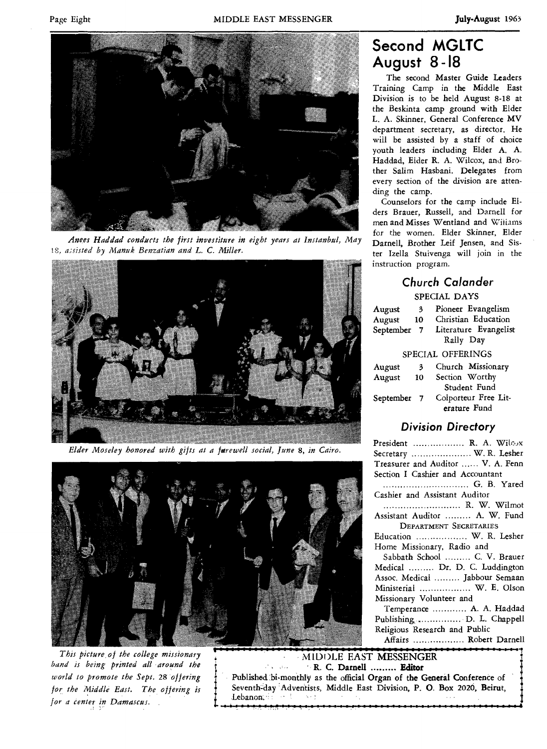*Anees Haddad conducts the first investiture in eight years at Instanbul, May 18, assisted by Manuk Benzatian and L. C. Miller.*

*Elder Moseley honored with gifts at a farewell social, June 8, in Cairo.*

*This picture of the college missionary band is being printed all around the world to promote the Sept. 28 offering for the Middle East. The offering is for a center in Damascus.*

# Second MGLTC August 8-18

The second Master Guide Leaders Training Camp in the Middle East Division is to be held August 8-18 at the Beskinta camp ground with Elder L. A. Skinner, General Conference MV department secretary, as director. He will be assisted by a staff of choice youth leaders including Elder A. A. Haddad, Elder R. A. Wilcox, and Brother Salim Hasbani. Delegates from every section of the division are attending the camp.

Counselors for the camp include Elders Brauer, Russell, and Darnell for men and Misses Wentland and Williams for the women. Elder Skinner, Elder Darnell, Brother Leif Jensen, and Sister Izella Stuivenga will join in the instruction program.

## *Church Calander*

SPECIAL DAYS

| | | |
|---|---|---|
| August | 3 | Pioneer Evangelism |
| August | 10 | Christian Education |
| September | 7 | Literature Evangelist Rally Day |

SPECIAL OFFERINGS

| | | |
|---|---|---|
| August | 3 | Church Missionary |
| August | 10 | Section Worthy Student Fund |
| September | 7 | Colporteur Free Literature Fund |

## *Division Directory*

President .................. R. A. Wilcox
Secretary ...................... W. R. Lesher
Treasurer and Auditor ...... V. A. Fenn
Section I Cashier and Accountant
.............................. G. B. Yared
Cashier and Assistant Auditor
........................... R. W. Wilmot
Assistant Auditor ......... A. W. Fund

DEPARTMENT SECRETARIES

Education .................. W. R. Lesher
Home Missionary, Radio and Sabbath School ......... C. V. Brauer
Medical ......... Dr. D. C. Luddington
Assoc. Medical ......... Jabbour Semaan
Ministerial .................. W. E. Olson
Missionary Volunteer and Temperance ............ A. A. Haddad
Publishing ................ D. L. Chappell
Religious Research and Public Affairs .................. Robert Darnell

MIDDLE EAST MESSENGER
**R. C. Darnell ......... Editor**
Published bi-monthly as the official Organ of the General Conference of Seventh-day Adventists, Middle East Division, P. O. Box 2020, Beirut, Lebanon.